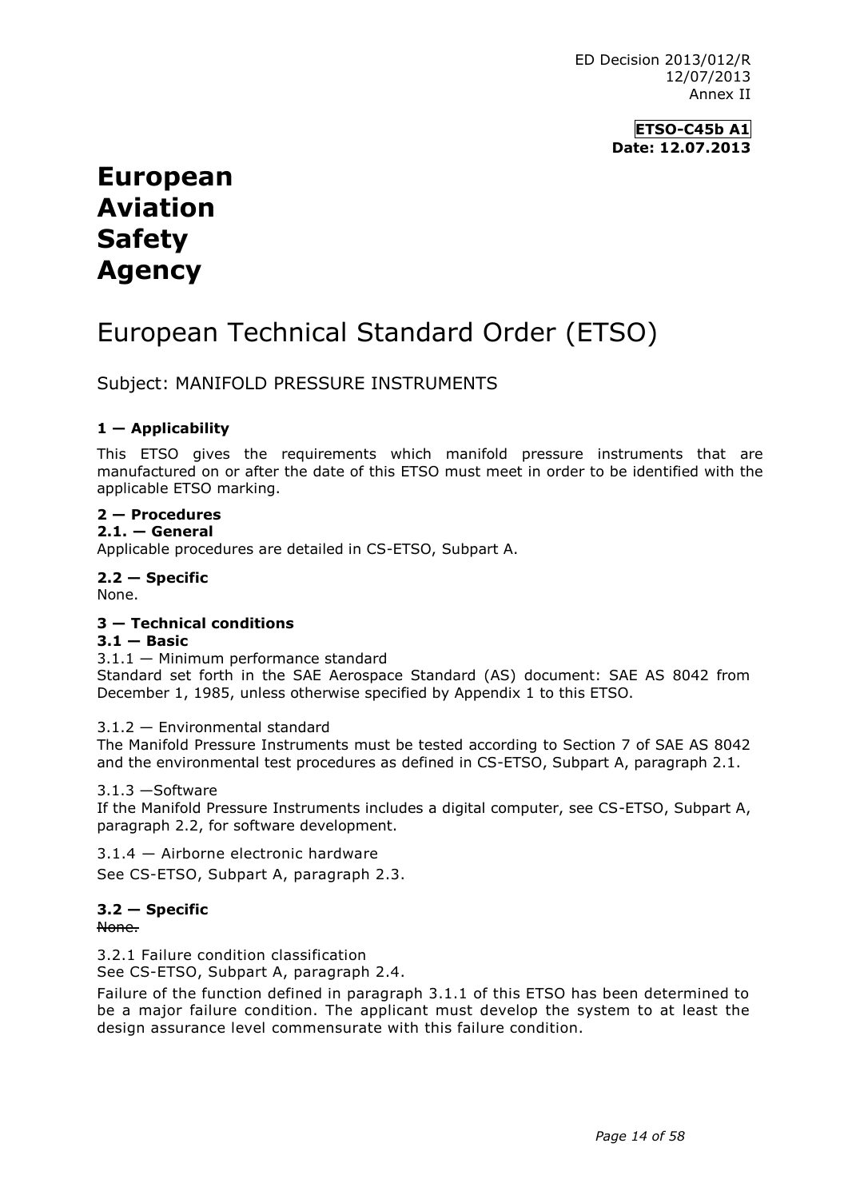ED Decision 2013/012/R
12/07/2013
Annex II

**ETSO-C45b A1**
**Date: 12.07.2013**

# European Aviation Safety Agency

# European Technical Standard Order (ETSO)

## Subject: MANIFOLD PRESSURE INSTRUMENTS

### 1 — Applicability

This ETSO gives the requirements which manifold pressure instruments that are manufactured on or after the date of this ETSO must meet in order to be identified with the applicable ETSO marking.

### 2 — Procedures

#### 2.1. — General

Applicable procedures are detailed in CS-ETSO, Subpart A.

#### 2.2 — Specific

None.

### 3 — Technical conditions

#### 3.1 — Basic

3.1.1 — Minimum performance standard

Standard set forth in the SAE Aerospace Standard (AS) document: SAE AS 8042 from December 1, 1985, unless otherwise specified by Appendix 1 to this ETSO.

3.1.2 — Environmental standard

The Manifold Pressure Instruments must be tested according to Section 7 of SAE AS 8042 and the environmental test procedures as defined in CS-ETSO, Subpart A, paragraph 2.1.

3.1.3 —Software

If the Manifold Pressure Instruments includes a digital computer, see CS-ETSO, Subpart A, paragraph 2.2, for software development.

3.1.4 — Airborne electronic hardware

See CS-ETSO, Subpart A, paragraph 2.3.

#### 3.2 — Specific

~~None.~~

3.2.1 Failure condition classification

See CS-ETSO, Subpart A, paragraph 2.4.

Failure of the function defined in paragraph 3.1.1 of this ETSO has been determined to be a major failure condition. The applicant must develop the system to at least the design assurance level commensurate with this failure condition.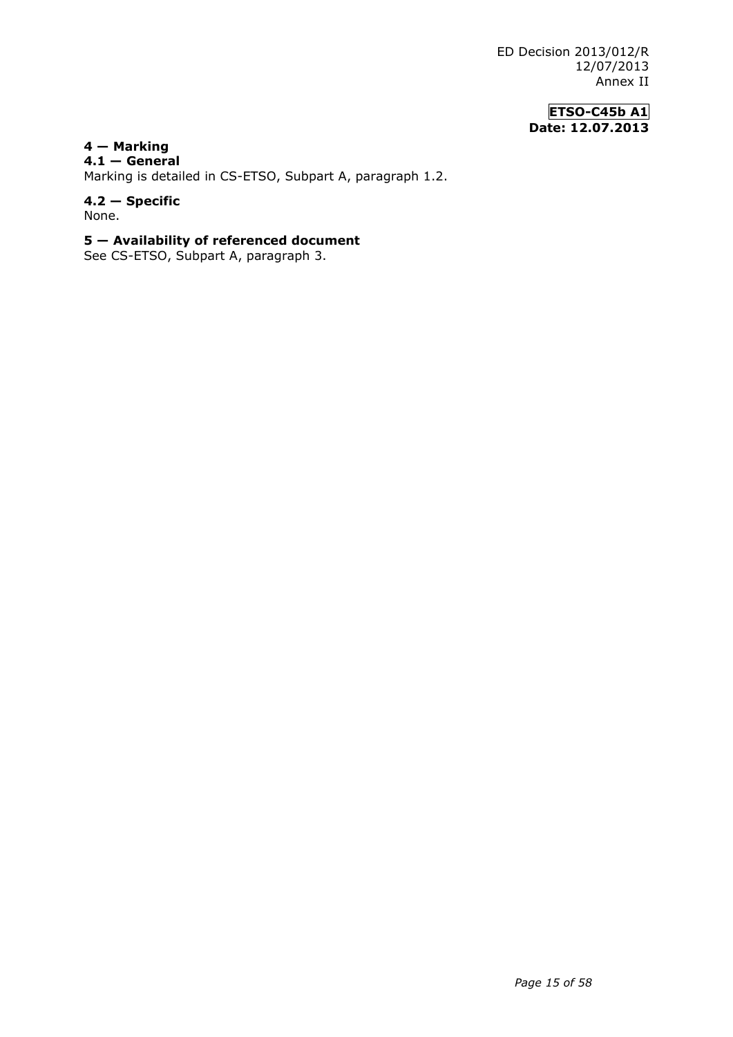# 4 — Marking

## 4.1 — General

Marking is detailed in CS-ETSO, Subpart A, paragraph 1.2.

## 4.2 — Specific

None.

# 5 — Availability of referenced document

See CS-ETSO, Subpart A, paragraph 3.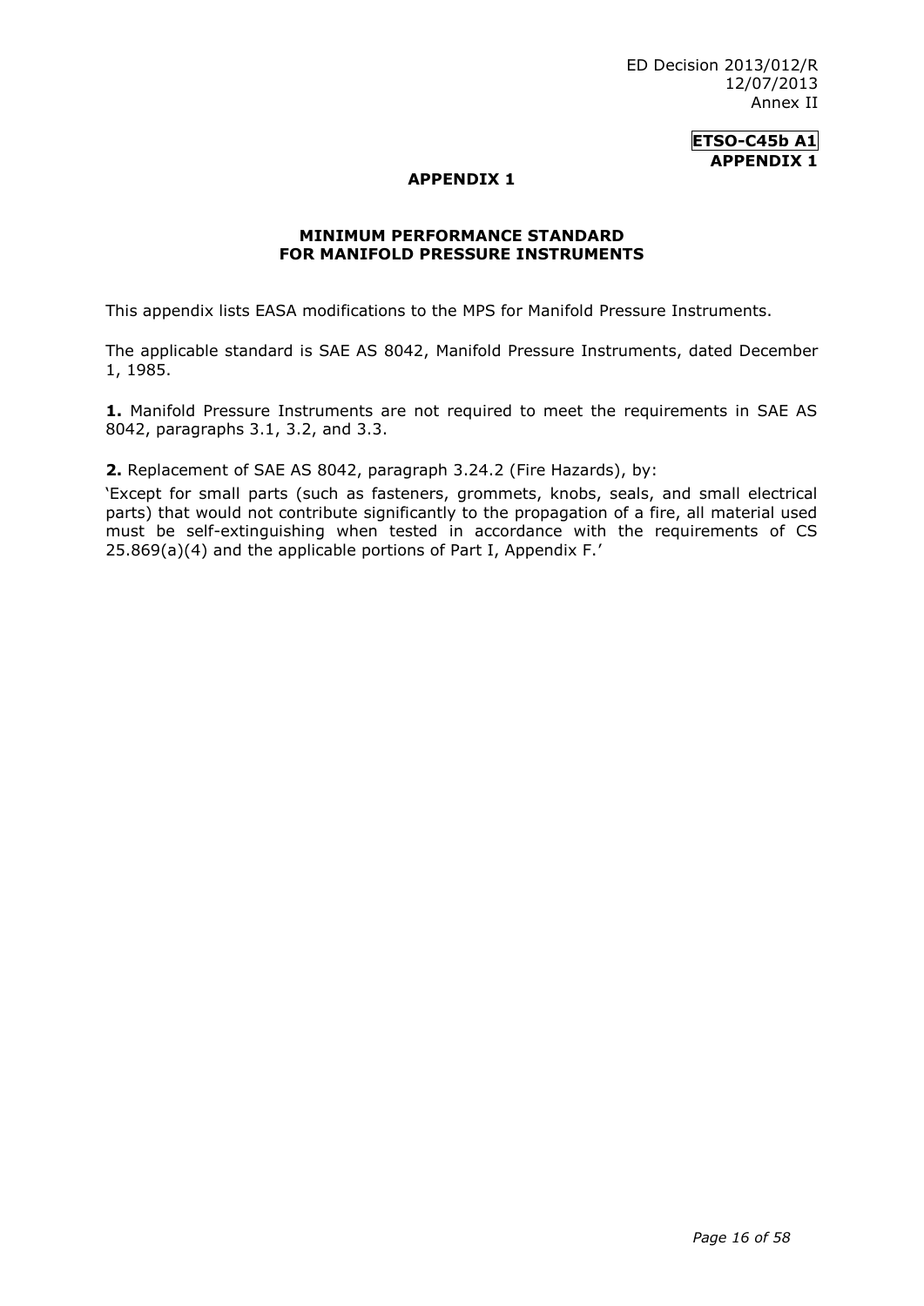**ETSO-C45b A1**
**APPENDIX 1**

## APPENDIX 1

### MINIMUM PERFORMANCE STANDARD FOR MANIFOLD PRESSURE INSTRUMENTS

This appendix lists EASA modifications to the MPS for Manifold Pressure Instruments.

The applicable standard is SAE AS 8042, Manifold Pressure Instruments, dated December 1, 1985.

**1.** Manifold Pressure Instruments are not required to meet the requirements in SAE AS 8042, paragraphs 3.1, 3.2, and 3.3.

**2.** Replacement of SAE AS 8042, paragraph 3.24.2 (Fire Hazards), by:

'Except for small parts (such as fasteners, grommets, knobs, seals, and small electrical parts) that would not contribute significantly to the propagation of a fire, all material used must be self-extinguishing when tested in accordance with the requirements of CS 25.869(a)(4) and the applicable portions of Part I, Appendix F.'